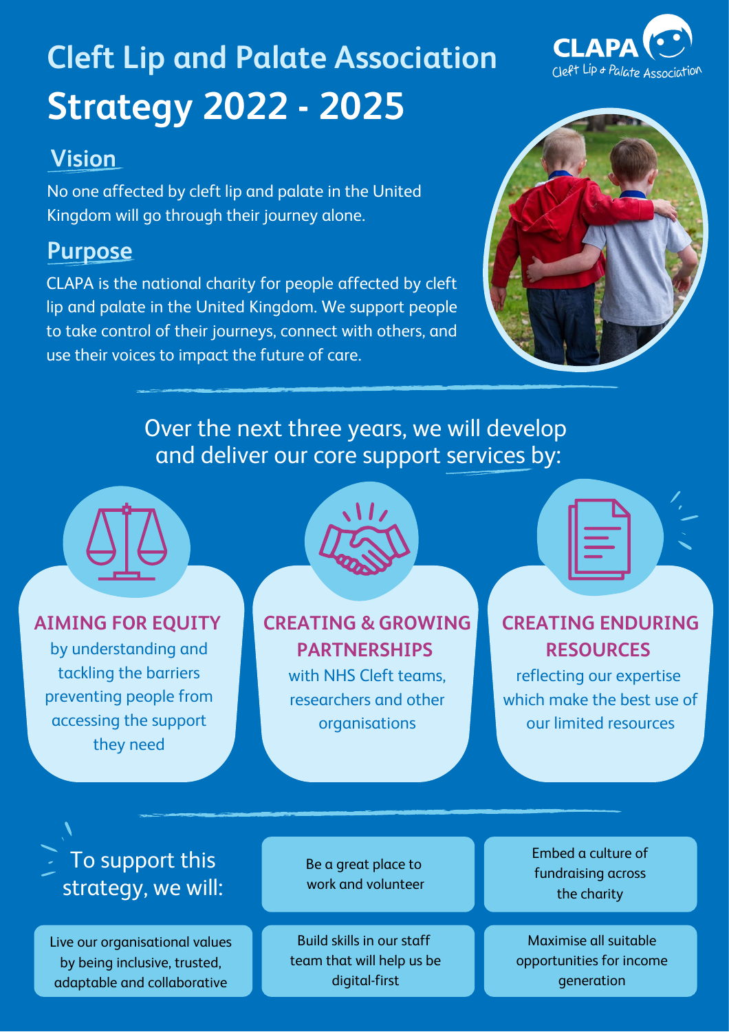# Cleft Lip and Palate Association
# Strategy 2022 - 2025

## Vision

No one affected by cleft lip and palate in the United Kingdom will go through their journey alone.

## Purpose

CLAPA is the national charity for people affected by cleft lip and palate in the United Kingdom. We support people to take control of their journeys, connect with others, and use their voices to impact the future of care.

Over the next three years, we will develop and deliver our core support services by:

### AIMING FOR EQUITY

by understanding and tackling the barriers preventing people from accessing the support they need

### CREATING & GROWING PARTNERSHIPS

with NHS Cleft teams, researchers and other organisations

### CREATING ENDURING RESOURCES

reflecting our expertise which make the best use of our limited resources

To support this strategy, we will:

- Be a great place to work and volunteer
- Embed a culture of fundraising across the charity
- Live our organisational values by being inclusive, trusted, adaptable and collaborative
- Build skills in our staff team that will help us be digital-first
- Maximise all suitable opportunities for income generation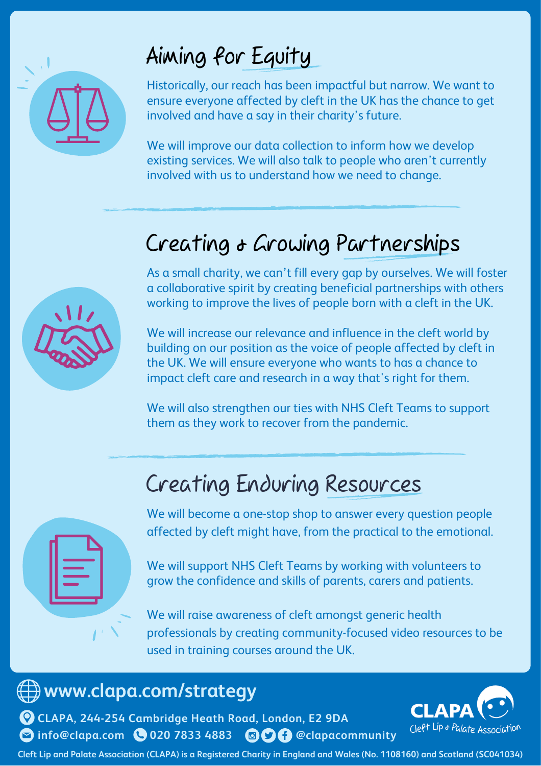## Aiming for Equity

Historically, our reach has been impactful but narrow. We want to ensure everyone affected by cleft in the UK has the chance to get involved and have a say in their charity's future.

We will improve our data collection to inform how we develop existing services. We will also talk to people who aren't currently involved with us to understand how we need to change.

## Creating & Growing Partnerships

As a small charity, we can't fill every gap by ourselves. We will foster a collaborative spirit by creating beneficial partnerships with others working to improve the lives of people born with a cleft in the UK.

We will increase our relevance and influence in the cleft world by building on our position as the voice of people affected by cleft in the UK. We will ensure everyone who wants to has a chance to impact cleft care and research in a way that's right for them.

We will also strengthen our ties with NHS Cleft Teams to support them as they work to recover from the pandemic.

## Creating Enduring Resources

We will become a one-stop shop to answer every question people affected by cleft might have, from the practical to the emotional.

We will support NHS Cleft Teams by working with volunteers to grow the confidence and skills of parents, carers and patients.

We will raise awareness of cleft amongst generic health professionals by creating community-focused video resources to be used in training courses around the UK.

**www.clapa.com/strategy**

**CLAPA, 244-254 Cambridge Heath Road, London, E2 9DA**

**info@clapa.com** **020 7833 4883** **@clapacommunity**

**CLAPA** Cleft Lip & Palate Association

**Cleft Lip and Palate Association (CLAPA) is a Registered Charity in England and Wales (No. 1108160) and Scotland (SC041034)**